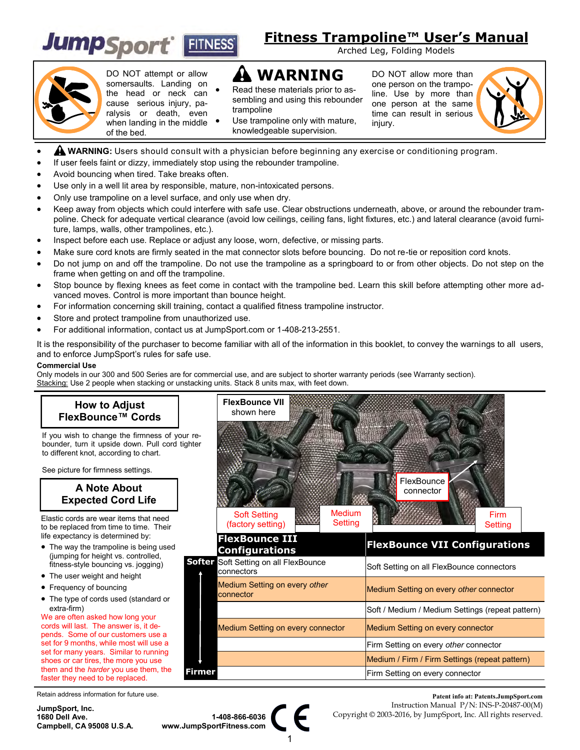JumpSport FITNESS

# Fitness Trampoline™ User's Manual

Arched Leg, Folding Models

DO NOT attempt or allow somersaults. Landing on the head or neck can cause serious injury, paralysis or death, even when landing in the middle of the bed.

## WARNING

- Read these materials prior to assembling and using this rebounder trampoline
- Use trampoline only with mature, knowledgeable supervision.

DO NOT allow more than one person on the trampoline. Use by more than one person at the same time can result in serious injury.

- **WARNING:** Users should consult with a physician before beginning any exercise or conditioning program.
- If user feels faint or dizzy, immediately stop using the rebounder trampoline.
- Avoid bouncing when tired. Take breaks often.
- Use only in a well lit area by responsible, mature, non-intoxicated persons.
- Only use trampoline on a level surface, and only use when dry.
- Keep away from objects which could interfere with safe use. Clear obstructions underneath, above, or around the rebounder trampoline. Check for adequate vertical clearance (avoid low ceilings, ceiling fans, light fixtures, etc.) and lateral clearance (avoid furniture, lamps, walls, other trampolines, etc.).
- Inspect before each use. Replace or adjust any loose, worn, defective, or missing parts.
- Make sure cord knots are firmly seated in the mat connector slots before bouncing. Do not re-tie or reposition cord knots.
- Do not jump on and off the trampoline. Do not use the trampoline as a springboard to or from other objects. Do not step on the frame when getting on and off the trampoline.
- Stop bounce by flexing knees as feet come in contact with the trampoline bed. Learn this skill before attempting other more advanced moves. Control is more important than bounce height.
- For information concerning skill training, contact a qualified fitness trampoline instructor.
- Store and protect trampoline from unauthorized use.
- For additional information, contact us at JumpSport.com or 1-408-213-2551.

It is the responsibility of the purchaser to become familiar with all of the information in this booklet, to convey the warnings to all users, and to enforce JumpSport's rules for safe use.

**Commercial Use**

Only models in our 300 and 500 Series are for commercial use, and are subject to shorter warranty periods (see Warranty section).

Stacking: Use 2 people when stacking or unstacking units. Stack 8 units max, with feet down.

## How to Adjust FlexBounce™ Cords

If you wish to change the firmness of your rebounder, turn it upside down. Pull cord tighter to different knot, according to chart.

See picture for firmness settings.

## A Note About Expected Cord Life

Elastic cords are wear items that need to be replaced from time to time. Their life expectancy is determined by:

- The way the trampoline is being used (jumping for height vs. controlled, fitness-style bouncing vs. jogging)
- The user weight and height
- Frequency of bouncing
- The type of cords used (standard or extra-firm)

We are often asked how long your cords will last. The answer is, it depends. Some of our customers use a set for 9 months, while most will use a set for many years. Similar to running shoes or car tires, the more you use them and the *harder* you use them, the faster they need to be replaced.

FlexBounce VII shown here

FlexBounce connector

Soft Setting (factory setting) | Medium Setting | Firm Setting

| | FlexBounce III Configurations | FlexBounce VII Configurations |
|---|---|---|
| Softer | Soft Setting on all FlexBounce connectors | Soft Setting on all FlexBounce connectors |
| | Medium Setting on every *other* connector | Medium Setting on every *other* connector |
| | | Soft / Medium / Medium Settings (repeat pattern) |
| | Medium Setting on every connector | Medium Setting on every connector |
| | | Firm Setting on every *other* connector |
| | | Medium / Firm / Firm Settings (repeat pattern) |
| Firmer | | Firm Setting on every connector |

Retain address information for future use.

JumpSport, Inc.
1680 Dell Ave.
Campbell, CA 95008 U.S.A.

1-408-866-6036
www.JumpSportFitness.com

Patent info at: Patents.JumpSport.com
Instruction Manual P/N: INS-P-20487-00(M)
Copyright © 2003-2016, by JumpSport, Inc. All rights reserved.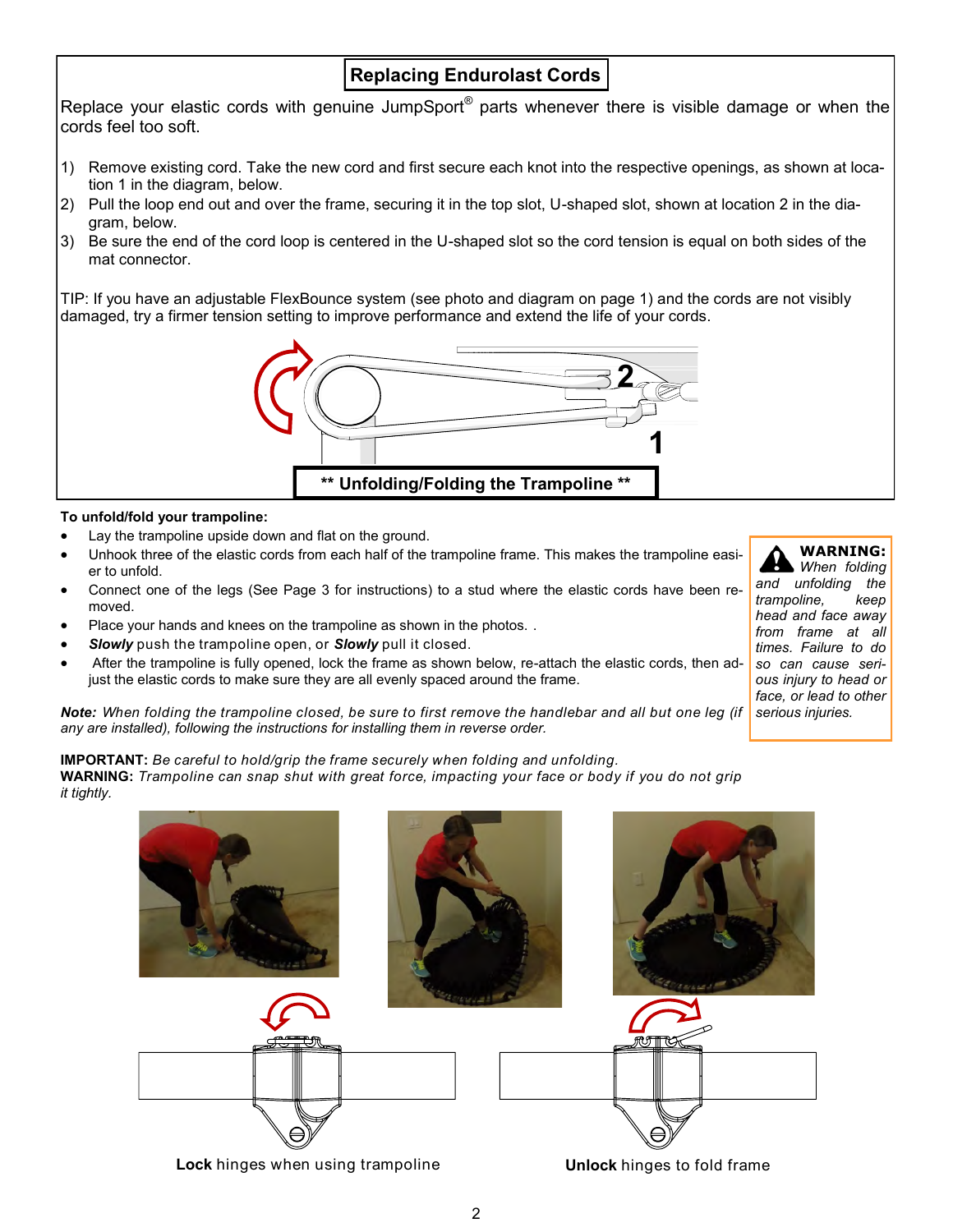## Replacing Endurolast Cords

Replace your elastic cords with genuine JumpSport® parts whenever there is visible damage or when the cords feel too soft.

1) Remove existing cord. Take the new cord and first secure each knot into the respective openings, as shown at location 1 in the diagram, below.
2) Pull the loop end out and over the frame, securing it in the top slot, U-shaped slot, shown at location 2 in the diagram, below.
3) Be sure the end of the cord loop is centered in the U-shaped slot so the cord tension is equal on both sides of the mat connector.

TIP: If you have an adjustable FlexBounce system (see photo and diagram on page 1) and the cords are not visibly damaged, try a firmer tension setting to improve performance and extend the life of your cords.

## ** Unfolding/Folding the Trampoline **

**To unfold/fold your trampoline:**

- Lay the trampoline upside down and flat on the ground.
- Unhook three of the elastic cords from each half of the trampoline frame. This makes the trampoline easier to unfold.
- Connect one of the legs (See Page 3 for instructions) to a stud where the elastic cords have been removed.
- Place your hands and knees on the trampoline as shown in the photos. .
- ***Slowly*** push the trampoline open, or ***Slowly*** pull it closed.
- After the trampoline is fully opened, lock the frame as shown below, re-attach the elastic cords, then adjust the elastic cords to make sure they are all evenly spaced around the frame.

***Note:*** *When folding the trampoline closed, be sure to first remove the handlebar and all but one leg (if any are installed), following the instructions for installing them in reverse order.*

**WARNING:** *When folding and unfolding the trampoline, keep head and face away from frame at all times. Failure to do so can cause serious injury to head or face, or lead to other serious injuries.*

**IMPORTANT:** *Be careful to hold/grip the frame securely when folding and unfolding.*
**WARNING:** *Trampoline can snap shut with great force, impacting your face or body if you do not grip it tightly.*

**Lock** hinges when using trampoline

**Unlock** hinges to fold frame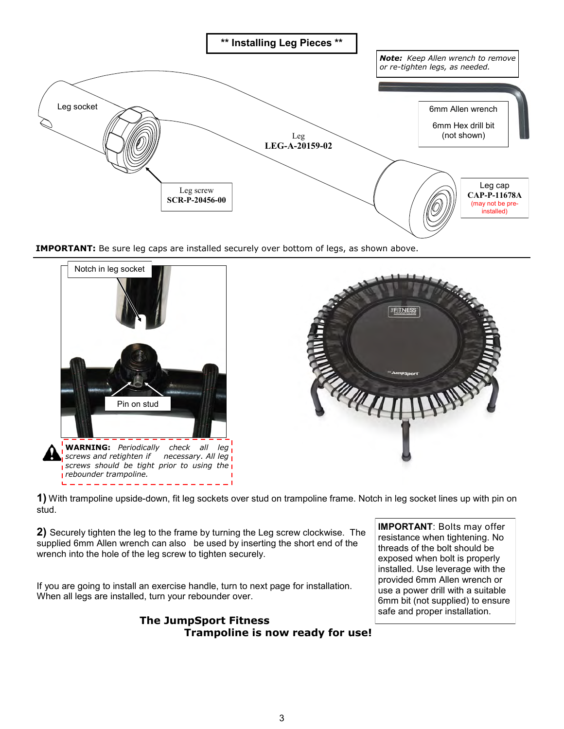# ** Installing Leg Pieces **

***Note:*** *Keep Allen wrench to remove or re-tighten legs, as needed.*

Leg socket

Leg
**LEG-A-20159-02**

Leg screw
**SCR-P-20456-00**

6mm Allen wrench

6mm Hex drill bit
(not shown)

Leg cap
**CAP-P-11678A**
(may not be pre-installed)

**IMPORTANT:** Be sure leg caps are installed securely over bottom of legs, as shown above.

Notch in leg socket

Pin on stud

***WARNING:*** *Periodically check all leg screws and retighten if necessary. All leg screws should be tight prior to using the rebounder trampoline.*

**1)** With trampoline upside-down, fit leg sockets over stud on trampoline frame. Notch in leg socket lines up with pin on stud.

**2)** Securely tighten the leg to the frame by turning the Leg screw clockwise. The supplied 6mm Allen wrench can also be used by inserting the short end of the wrench into the hole of the leg screw to tighten securely.

**IMPORTANT**: Bolts may offer resistance when tightening. No threads of the bolt should be exposed when bolt is properly installed. Use leverage with the provided 6mm Allen wrench or use a power drill with a suitable 6mm bit (not supplied) to ensure safe and proper installation.

If you are going to install an exercise handle, turn to next page for installation. When all legs are installed, turn your rebounder over.

**The JumpSport Fitness Trampoline is now ready for use!**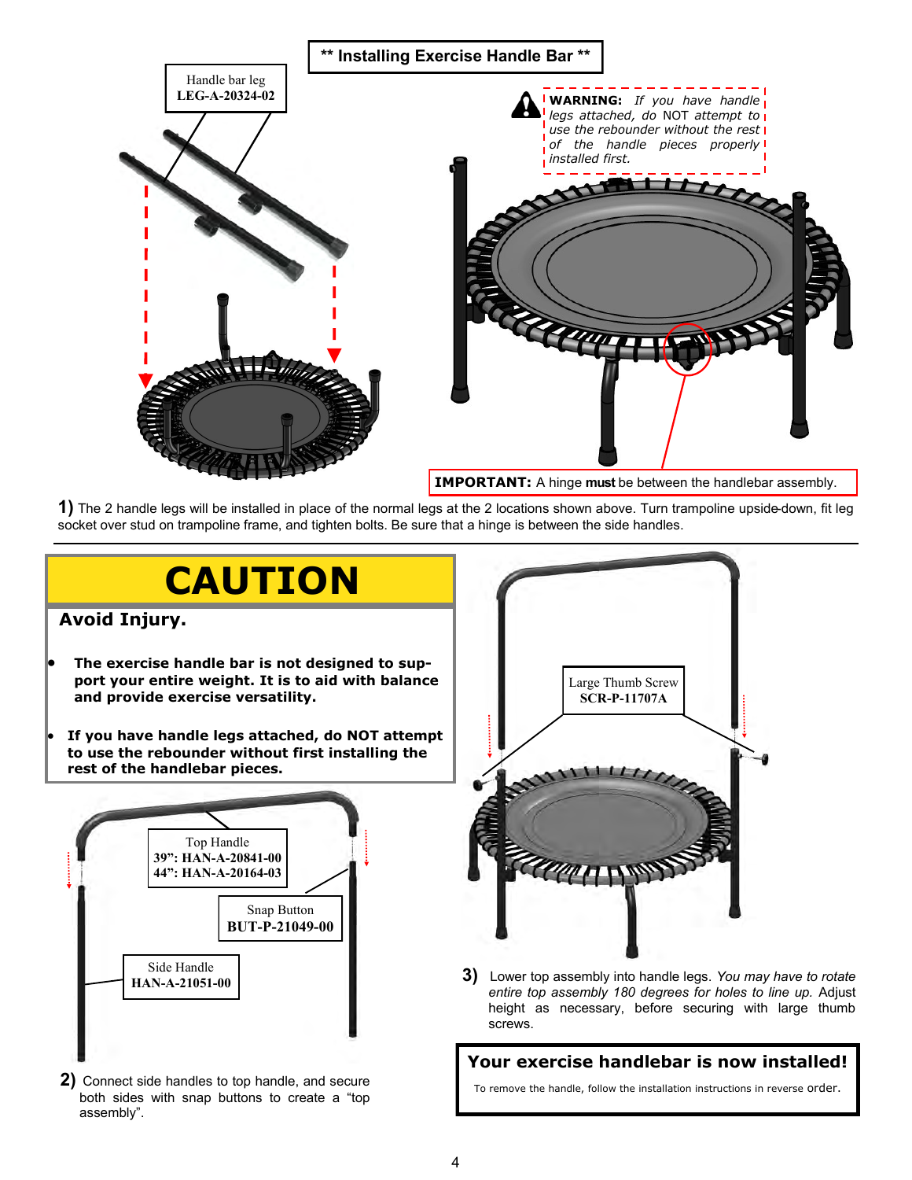## ** Installing Exercise Handle Bar **

Handle bar leg
**LEG-A-20324-02**

**WARNING:** *If you have handle legs attached, do* NOT *attempt to use the rebounder without the rest of the handle pieces properly installed first.*

**IMPORTANT:** A hinge **must** be between the handlebar assembly.

**1)** The 2 handle legs will be installed in place of the normal legs at the 2 locations shown above. Turn trampoline upside-down, fit leg socket over stud on trampoline frame, and tighten bolts. Be sure that a hinge is between the side handles.

---

# CAUTION

**Avoid Injury.**

- **The exercise handle bar is not designed to support your entire weight. It is to aid with balance and provide exercise versatility.**
- **If you have handle legs attached, do NOT attempt to use the rebounder without first installing the rest of the handlebar pieces.**

Top Handle
**39": HAN-A-20841-00**
**44": HAN-A-20164-03**

Snap Button
**BUT-P-21049-00**

Side Handle
**HAN-A-21051-00**

**2)** Connect side handles to top handle, and secure both sides with snap buttons to create a "top assembly".

Large Thumb Screw
**SCR-P-11707A**

**3)** Lower top assembly into handle legs. *You may have to rotate entire top assembly 180 degrees for holes to line up.* Adjust height as necessary, before securing with large thumb screws.

**Your exercise handlebar is now installed!**

To remove the handle, follow the installation instructions in reverse order.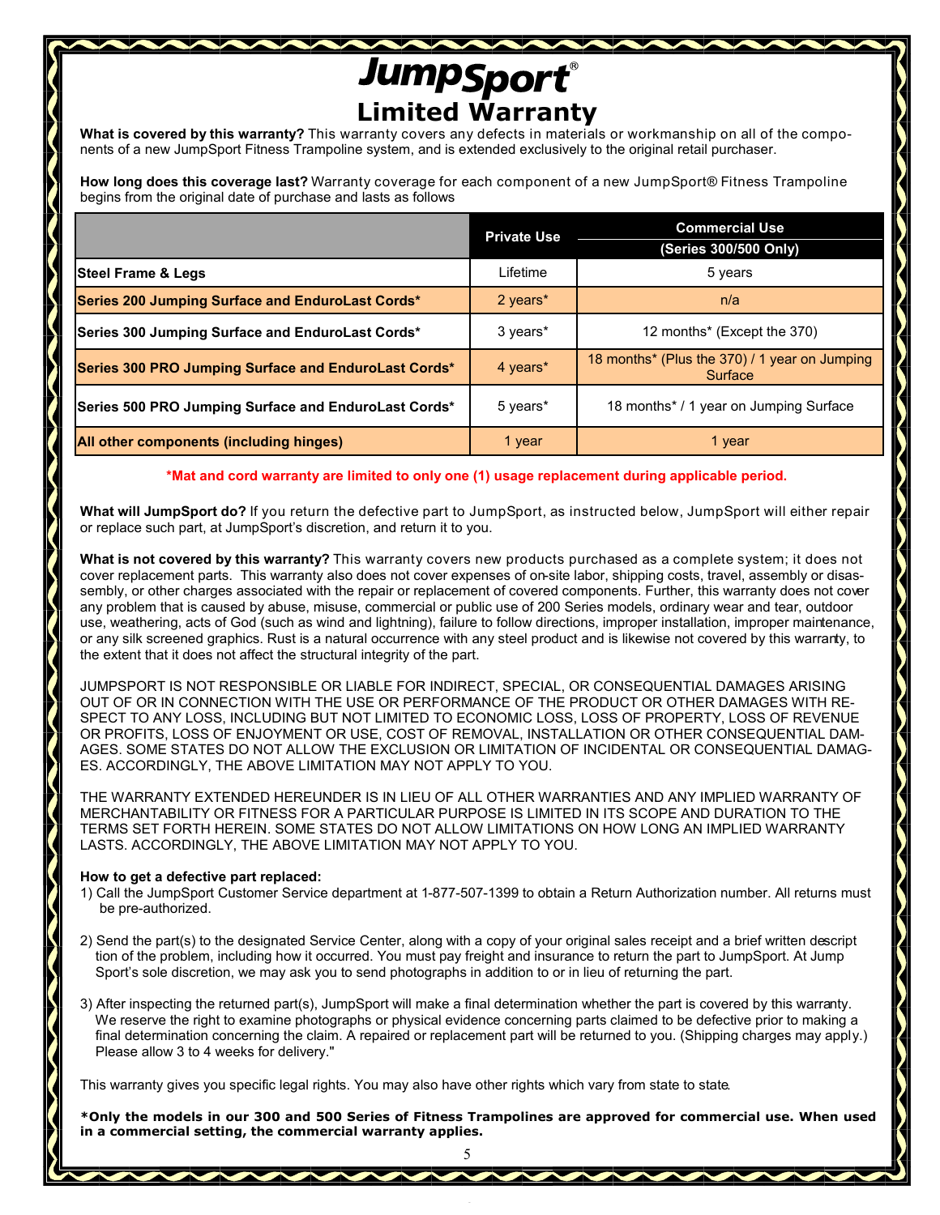# JumpSport®

## Limited Warranty

**What is covered by this warranty?** This warranty covers any defects in materials or workmanship on all of the components of a new JumpSport Fitness Trampoline system, and is extended exclusively to the original retail purchaser.

**How long does this coverage last?** Warranty coverage for each component of a new JumpSport® Fitness Trampoline begins from the original date of purchase and lasts as follows

| | Private Use | Commercial Use (Series 300/500 Only) |
|---|---|---|
| **Steel Frame & Legs** | Lifetime | 5 years |
| **Series 200 Jumping Surface and EnduroLast Cords*** | 2 years* | n/a |
| **Series 300 Jumping Surface and EnduroLast Cords*** | 3 years* | 12 months* (Except the 370) |
| **Series 300 PRO Jumping Surface and EnduroLast Cords*** | 4 years* | 18 months* (Plus the 370) / 1 year on Jumping Surface |
| **Series 500 PRO Jumping Surface and EnduroLast Cords*** | 5 years* | 18 months* / 1 year on Jumping Surface |
| **All other components (including hinges)** | 1 year | 1 year |

**\*Mat and cord warranty are limited to only one (1) usage replacement during applicable period.**

**What will JumpSport do?** If you return the defective part to JumpSport, as instructed below, JumpSport will either repair or replace such part, at JumpSport's discretion, and return it to you.

**What is not covered by this warranty?** This warranty covers new products purchased as a complete system; it does not cover replacement parts. This warranty also does not cover expenses of on-site labor, shipping costs, travel, assembly or disassembly, or other charges associated with the repair or replacement of covered components. Further, this warranty does not cover any problem that is caused by abuse, misuse, commercial or public use of 200 Series models, ordinary wear and tear, outdoor use, weathering, acts of God (such as wind and lightning), failure to follow directions, improper installation, improper maintenance, or any silk screened graphics. Rust is a natural occurrence with any steel product and is likewise not covered by this warranty, to the extent that it does not affect the structural integrity of the part.

JUMPSPORT IS NOT RESPONSIBLE OR LIABLE FOR INDIRECT, SPECIAL, OR CONSEQUENTIAL DAMAGES ARISING OUT OF OR IN CONNECTION WITH THE USE OR PERFORMANCE OF THE PRODUCT OR OTHER DAMAGES WITH RESPECT TO ANY LOSS, INCLUDING BUT NOT LIMITED TO ECONOMIC LOSS, LOSS OF PROPERTY, LOSS OF REVENUE OR PROFITS, LOSS OF ENJOYMENT OR USE, COST OF REMOVAL, INSTALLATION OR OTHER CONSEQUENTIAL DAMAGES. SOME STATES DO NOT ALLOW THE EXCLUSION OR LIMITATION OF INCIDENTAL OR CONSEQUENTIAL DAMAGES. ACCORDINGLY, THE ABOVE LIMITATION MAY NOT APPLY TO YOU.

THE WARRANTY EXTENDED HEREUNDER IS IN LIEU OF ALL OTHER WARRANTIES AND ANY IMPLIED WARRANTY OF MERCHANTABILITY OR FITNESS FOR A PARTICULAR PURPOSE IS LIMITED IN ITS SCOPE AND DURATION TO THE TERMS SET FORTH HEREIN. SOME STATES DO NOT ALLOW LIMITATIONS ON HOW LONG AN IMPLIED WARRANTY LASTS. ACCORDINGLY, THE ABOVE LIMITATION MAY NOT APPLY TO YOU.

**How to get a defective part replaced:**

1) Call the JumpSport Customer Service department at 1-877-507-1399 to obtain a Return Authorization number. All returns must be pre-authorized.

2) Send the part(s) to the designated Service Center, along with a copy of your original sales receipt and a brief written description of the problem, including how it occurred. You must pay freight and insurance to return the part to JumpSport. At JumpSport's sole discretion, we may ask you to send photographs in addition to or in lieu of returning the part.

3) After inspecting the returned part(s), JumpSport will make a final determination whether the part is covered by this warranty. We reserve the right to examine photographs or physical evidence concerning parts claimed to be defective prior to making a final determination concerning the claim. A repaired or replacement part will be returned to you. (Shipping charges may apply.) Please allow 3 to 4 weeks for delivery."

This warranty gives you specific legal rights. You may also have other rights which vary from state to state.

**\*Only the models in our 300 and 500 Series of Fitness Trampolines are approved for commercial use. When used in a commercial setting, the commercial warranty applies.**